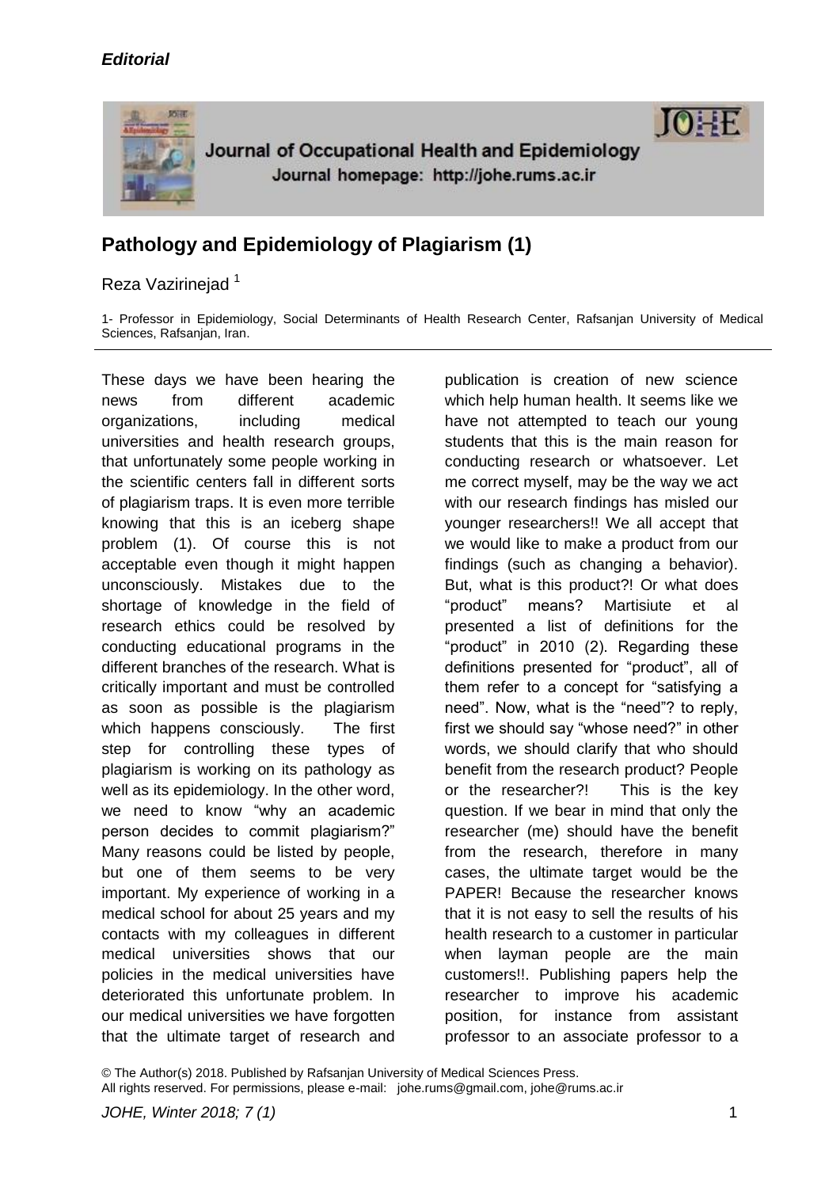*Editorial*

Journal of Occupational Health and Epidemiology
Journal homepage: http://johe.rums.ac.ir

# Pathology and Epidemiology of Plagiarism (1)

Reza Vazirinejad [1]

1- Professor in Epidemiology, Social Determinants of Health Research Center, Rafsanjan University of Medical Sciences, Rafsanjan, Iran.

---

These days we have been hearing the news from different academic organizations, including medical universities and health research groups, that unfortunately some people working in the scientific centers fall in different sorts of plagiarism traps. It is even more terrible knowing that this is an iceberg shape problem (1). Of course this is not acceptable even though it might happen unconsciously. Mistakes due to the shortage of knowledge in the field of research ethics could be resolved by conducting educational programs in the different branches of the research. What is critically important and must be controlled as soon as possible is the plagiarism which happens consciously. The first step for controlling these types of plagiarism is working on its pathology as well as its epidemiology. In the other word, we need to know "why an academic person decides to commit plagiarism?" Many reasons could be listed by people, but one of them seems to be very important. My experience of working in a medical school for about 25 years and my contacts with my colleagues in different medical universities shows that our policies in the medical universities have deteriorated this unfortunate problem. In our medical universities we have forgotten that the ultimate target of research and publication is creation of new science which help human health. It seems like we have not attempted to teach our young students that this is the main reason for conducting research or whatsoever. Let me correct myself, may be the way we act with our research findings has misled our younger researchers!! We all accept that we would like to make a product from our findings (such as changing a behavior). But, what is this product?! Or what does "product" means? Martisiute et al presented a list of definitions for the "product" in 2010 (2). Regarding these definitions presented for "product", all of them refer to a concept for "satisfying a need". Now, what is the "need"? to reply, first we should say "whose need?" in other words, we should clarify that who should benefit from the research product? People or the researcher?! This is the key question. If we bear in mind that only the researcher (me) should have the benefit from the research, therefore in many cases, the ultimate target would be the PAPER! Because the researcher knows that it is not easy to sell the results of his health research to a customer in particular when layman people are the main customers!!. Publishing papers help the researcher to improve his academic position, for instance from assistant professor to an associate professor to a

© The Author(s) 2018. Published by Rafsanjan University of Medical Sciences Press.
All rights reserved. For permissions, please e-mail: johe.rums@gmail.com, johe@rums.ac.ir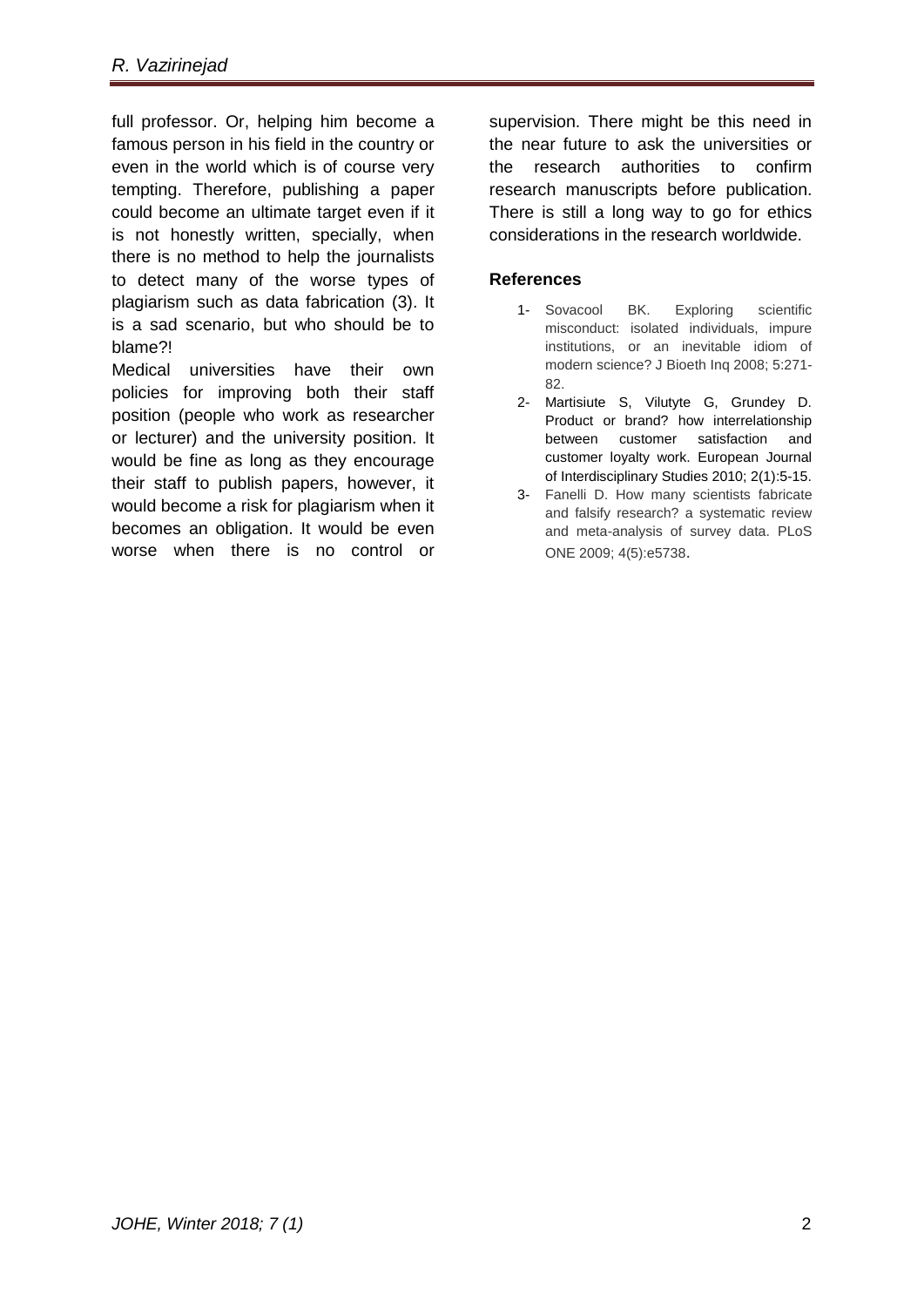full professor. Or, helping him become a famous person in his field in the country or even in the world which is of course very tempting. Therefore, publishing a paper could become an ultimate target even if it is not honestly written, specially, when there is no method to help the journalists to detect many of the worse types of plagiarism such as data fabrication (3). It is a sad scenario, but who should be to blame?!

Medical universities have their own policies for improving both their staff position (people who work as researcher or lecturer) and the university position. It would be fine as long as they encourage their staff to publish papers, however, it would become a risk for plagiarism when it becomes an obligation. It would be even worse when there is no control or supervision. There might be this need in the near future to ask the universities or the research authorities to confirm research manuscripts before publication. There is still a long way to go for ethics considerations in the research worldwide.

## References

1- Sovacool BK. Exploring scientific misconduct: isolated individuals, impure institutions, or an inevitable idiom of modern science? J Bioeth Inq 2008; 5:271-82.

2- Martisiute S, Vilutyte G, Grundey D. Product or brand? how interrelationship between customer satisfaction and customer loyalty work. European Journal of Interdisciplinary Studies 2010; 2(1):5-15.

3- Fanelli D. How many scientists fabricate and falsify research? a systematic review and meta-analysis of survey data. PLoS ONE 2009; 4(5):e5738.